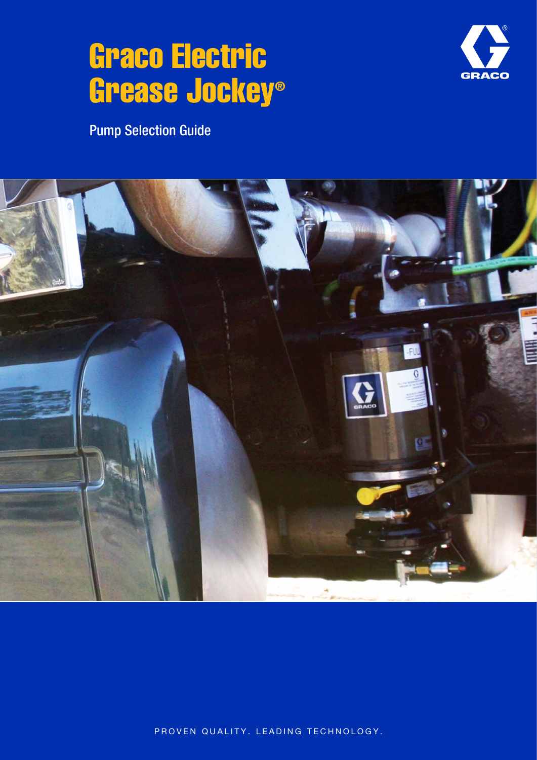# Graco Electric Grease Jockey®

Pump Selection Guide

PROVEN QUALITY. LEADING TECHNOLOGY.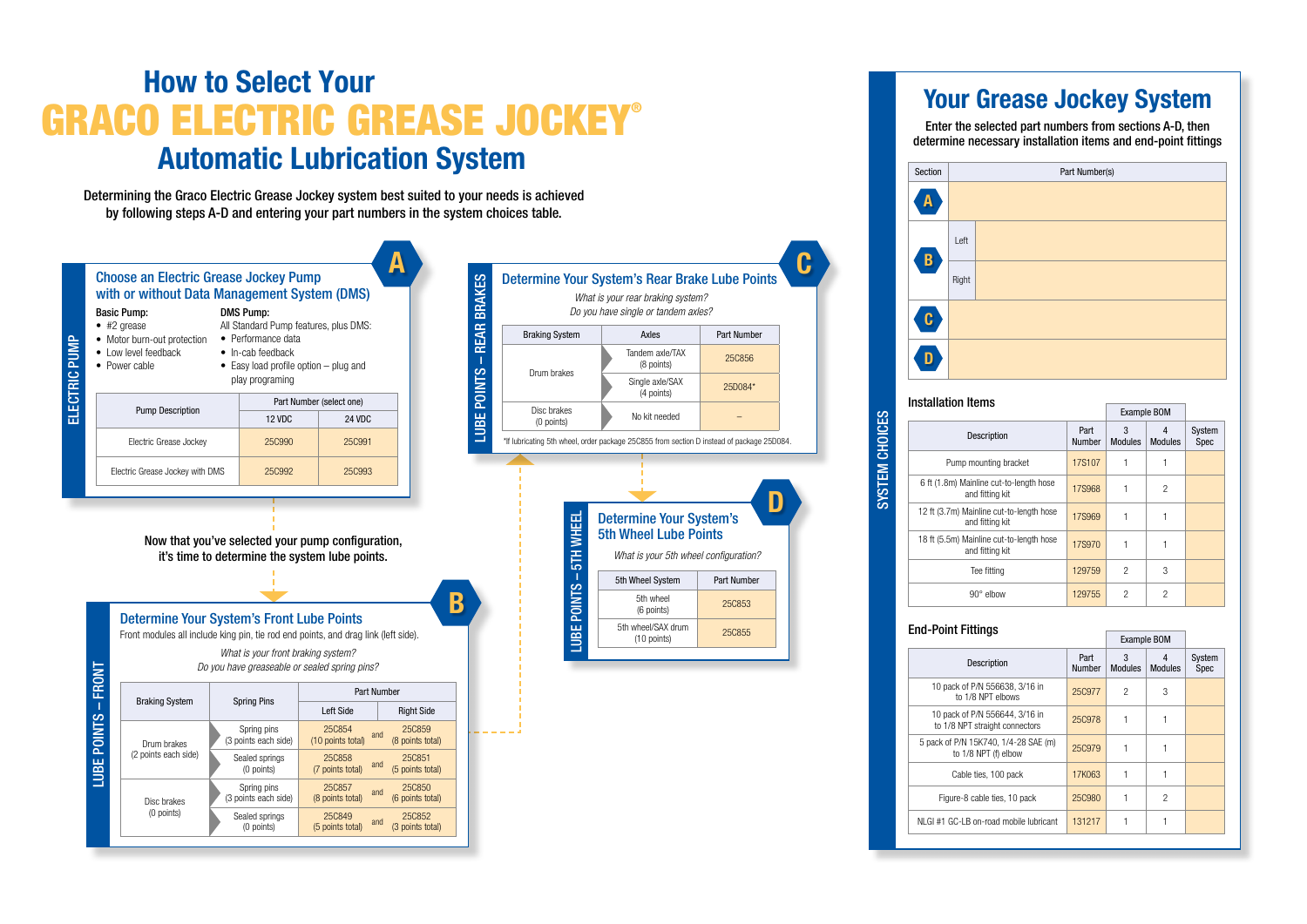# How to Select Your GRACO ELECTRIC GREASE JOCKEY® Automatic Lubrication System

Determining the Graco Electric Grease Jockey system best suited to your needs is achieved by following steps A-D and entering your part numbers in the system choices table.

## A — ELECTRIC PUMP

### Choose an Electric Grease Jockey Pump with or without Data Management System (DMS)

**Basic Pump:**

- #2 grease
- Motor burn-out protection
- Low level feedback
- Power cable

**DMS Pump:**

All Standard Pump features, plus DMS:

- Performance data
- In-cab feedback
- Easy load profile option – plug and play programing

| Pump Description | Part Number (select one) | |
|---|---|---|
| | 12 VDC | 24 VDC |
| Electric Grease Jockey | 25C990 | 25C991 |
| Electric Grease Jockey with DMS | 25C992 | 25C993 |

Now that you've selected your pump configuration, it's time to determine the system lube points.

## B — LUBE POINTS – FRONT

### Determine Your System's Front Lube Points

Front modules all include king pin, tie rod end points, and drag link (left side).

*What is your front braking system?*
*Do you have greaseable or sealed spring pins?*

| Braking System | Spring Pins | Part Number | | |
|---|---|---|---|---|
| | | Left Side | | Right Side |
| Drum brakes (2 points each side) | Spring pins (3 points each side) | 25C854 (10 points total) | and | 25C859 (8 points total) |
| | Sealed springs (0 points) | 25C858 (7 points total) | and | 25C851 (5 points total) |
| Disc brakes (0 points) | Spring pins (3 points each side) | 25C857 (8 points total) | and | 25C850 (6 points total) |
| | Sealed springs (0 points) | 25C849 (5 points total) | and | 25C852 (3 points total) |

## C — LUBE POINTS – REAR BRAKES

### Determine Your System's Rear Brake Lube Points

*What is your rear braking system?*
*Do you have single or tandem axles?*

| Braking System | Axles | Part Number |
|---|---|---|
| Drum brakes | Tandem axle/TAX (8 points) | 25C856 |
| | Single axle/SAX (4 points) | 25D084* |
| Disc brakes (0 points) | No kit needed | – |

*If lubricating 5th wheel, order package 25C855 from section D instead of package 25D084.

## D — LUBE POINTS – 5TH WHEEL

### Determine Your System's 5th Wheel Lube Points

*What is your 5th wheel configuration?*

| 5th Wheel System | Part Number |
|---|---|
| 5th wheel (6 points) | 25C853 |
| 5th wheel/SAX drum (10 points) | 25C855 |

## SYSTEM CHOICES

### Your Grease Jockey System

Enter the selected part numbers from sections A-D, then determine necessary installation items and end-point fittings

| Section | | Part Number(s) |
|---|---|---|
| A | | |
| B | Left | |
| | Right | |
| C | | |
| D | | |

#### Installation Items

| Description | Part Number | Example BOM 3 Modules | Example BOM 4 Modules | System Spec |
|---|---|---|---|---|
| Pump mounting bracket | 17S107 | 1 | 1 | |
| 6 ft (1.8m) Mainline cut-to-length hose and fitting kit | 17S968 | 1 | 2 | |
| 12 ft (3.7m) Mainline cut-to-length hose and fitting kit | 17S969 | 1 | 1 | |
| 18 ft (5.5m) Mainline cut-to-length hose and fitting kit | 17S970 | 1 | 1 | |
| Tee fitting | 129759 | 2 | 3 | |
| 90° elbow | 129755 | 2 | 2 | |

#### End-Point Fittings

| Description | Part Number | Example BOM 3 Modules | Example BOM 4 Modules | System Spec |
|---|---|---|---|---|
| 10 pack of P/N 556638, 3/16 in to 1/8 NPT elbows | 25C977 | 2 | 3 | |
| 10 pack of P/N 556644, 3/16 in to 1/8 NPT straight connectors | 25C978 | 1 | 1 | |
| 5 pack of P/N 15K740, 1/4-28 SAE (m) to 1/8 NPT (f) elbow | 25C979 | 1 | 1 | |
| Cable ties, 100 pack | 17K063 | 1 | 1 | |
| Figure-8 cable ties, 10 pack | 25C980 | 1 | 2 | |
| NLGI #1 GC-LB on-road mobile lubricant | 131217 | 1 | 1 | |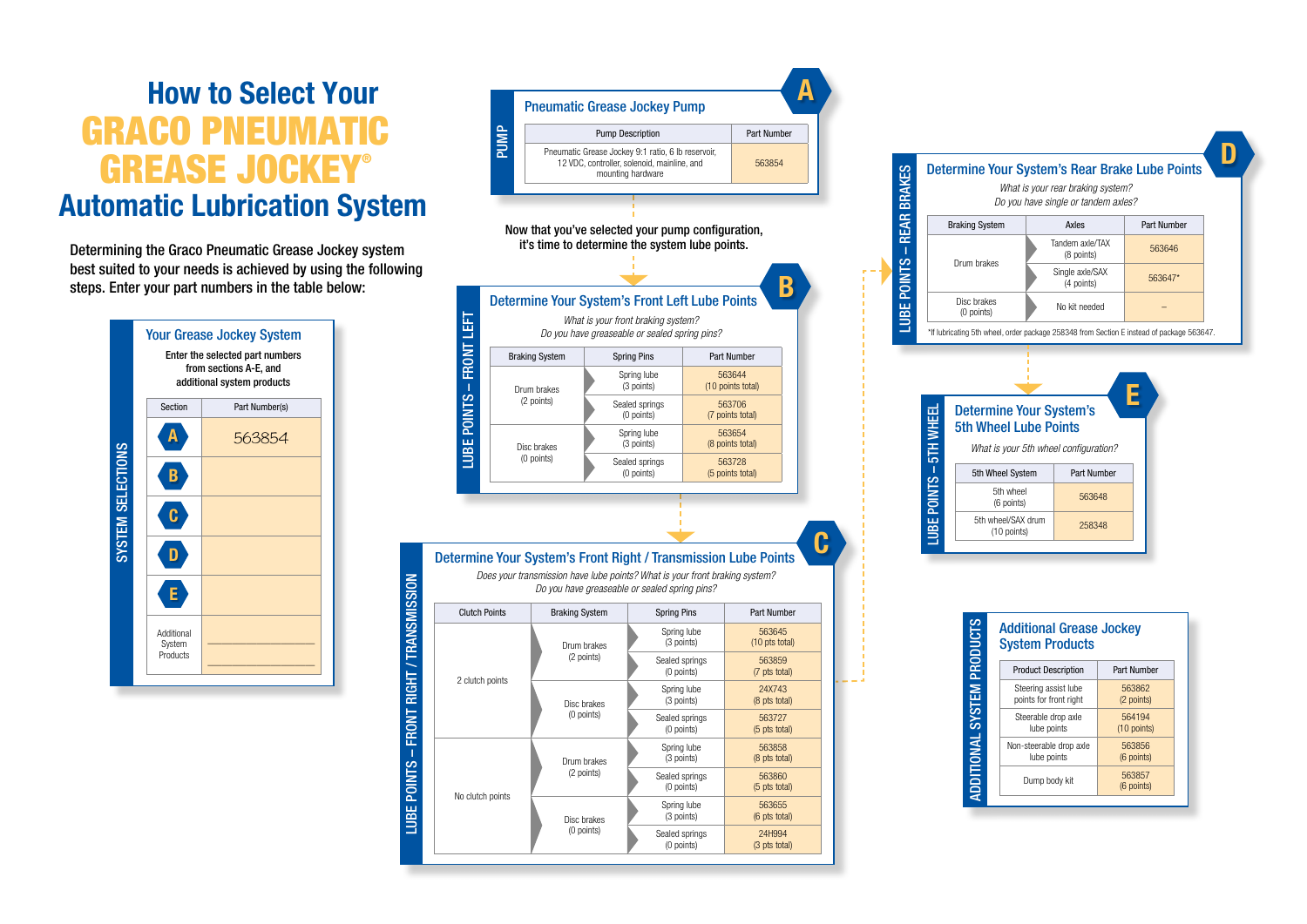# How to Select Your GRACO PNEUMATIC GREASE JOCKEY® Automatic Lubrication System

Determining the Graco Pneumatic Grease Jockey system best suited to your needs is achieved by using the following steps. Enter your part numbers in the table below:

## SYSTEM SELECTIONS

### Your Grease Jockey System

Enter the selected part numbers from sections A-E, and additional system products

| Section | Part Number(s) |
|---|---|
| A | 563854 |
| B | |
| C | |
| D | |
| E | |
| Additional System Products | |

## A — PUMP

### Pneumatic Grease Jockey Pump

| Pump Description | Part Number |
|---|---|
| Pneumatic Grease Jockey 9:1 ratio, 6 lb reservoir, 12 VDC, controller, solenoid, mainline, and mounting hardware | 563854 |

Now that you've selected your pump configuration, it's time to determine the system lube points.

## B — LUBE POINTS – FRONT LEFT

### Determine Your System's Front Left Lube Points

*What is your front braking system?*
*Do you have greaseable or sealed spring pins?*

| Braking System | Spring Pins | Part Number |
|---|---|---|
| Drum brakes (2 points) | Spring lube (3 points) | 563644 (10 points total) |
| | Sealed springs (0 points) | 563706 (7 points total) |
| Disc brakes (0 points) | Spring lube (3 points) | 563654 (8 points total) |
| | Sealed springs (0 points) | 563728 (5 points total) |

## C — LUBE POINTS – FRONT RIGHT / TRANSMISSION

### Determine Your System's Front Right / Transmission Lube Points

*Does your transmission have lube points? What is your front braking system?*
*Do you have greaseable or sealed spring pins?*

| Clutch Points | Braking System | Spring Pins | Part Number |
|---|---|---|---|
| 2 clutch points | Drum brakes (2 points) | Spring lube (3 points) | 563645 (10 pts total) |
| | | Sealed springs (0 points) | 563859 (7 pts total) |
| | Disc brakes (0 points) | Spring lube (3 points) | 24X743 (8 pts total) |
| | | Sealed springs (0 points) | 563727 (5 pts total) |
| No clutch points | Drum brakes (2 points) | Spring lube (3 points) | 563858 (8 pts total) |
| | | Sealed springs (0 points) | 563860 (5 pts total) |
| | Disc brakes (0 points) | Spring lube (3 points) | 563655 (6 pts total) |
| | | Sealed springs (0 points) | 24H994 (3 pts total) |

## D — LUBE POINTS – REAR BRAKES

### Determine Your System's Rear Brake Lube Points

*What is your rear braking system?*
*Do you have single or tandem axles?*

| Braking System | Axles | Part Number |
|---|---|---|
| Drum brakes | Tandem axle/TAX (8 points) | 563646 |
| | Single axle/SAX (4 points) | 563647* |
| Disc brakes (0 points) | No kit needed | – |

*If lubricating 5th wheel, order package 258348 from Section E instead of package 563647.

## E — LUBE POINTS – 5TH WHEEL

### Determine Your System's 5th Wheel Lube Points

*What is your 5th wheel configuration?*

| 5th Wheel System | Part Number |
|---|---|
| 5th wheel (6 points) | 563648 |
| 5th wheel/SAX drum (10 points) | 258348 |

## ADDITIONAL SYSTEM PRODUCTS

### Additional Grease Jockey System Products

| Product Description | Part Number |
|---|---|
| Steering assist lube points for front right | 563862 (2 points) |
| Steerable drop axle lube points | 564194 (10 points) |
| Non-steerable drop axle lube points | 563856 (6 points) |
| Dump body kit | 563857 (6 points) |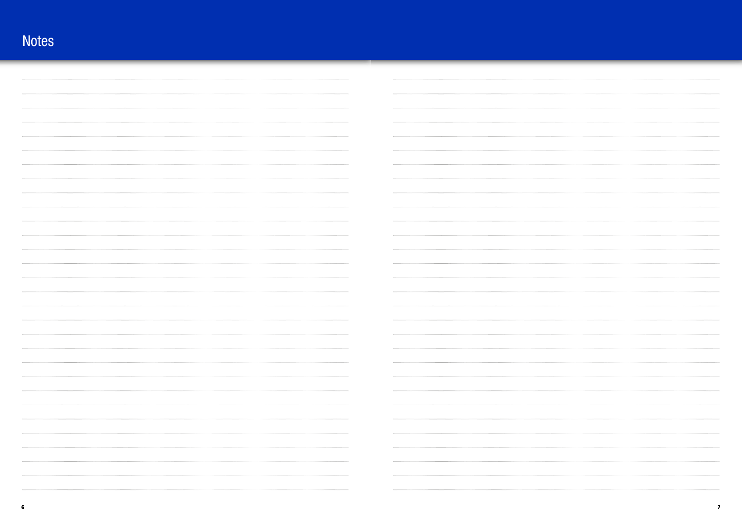# Notes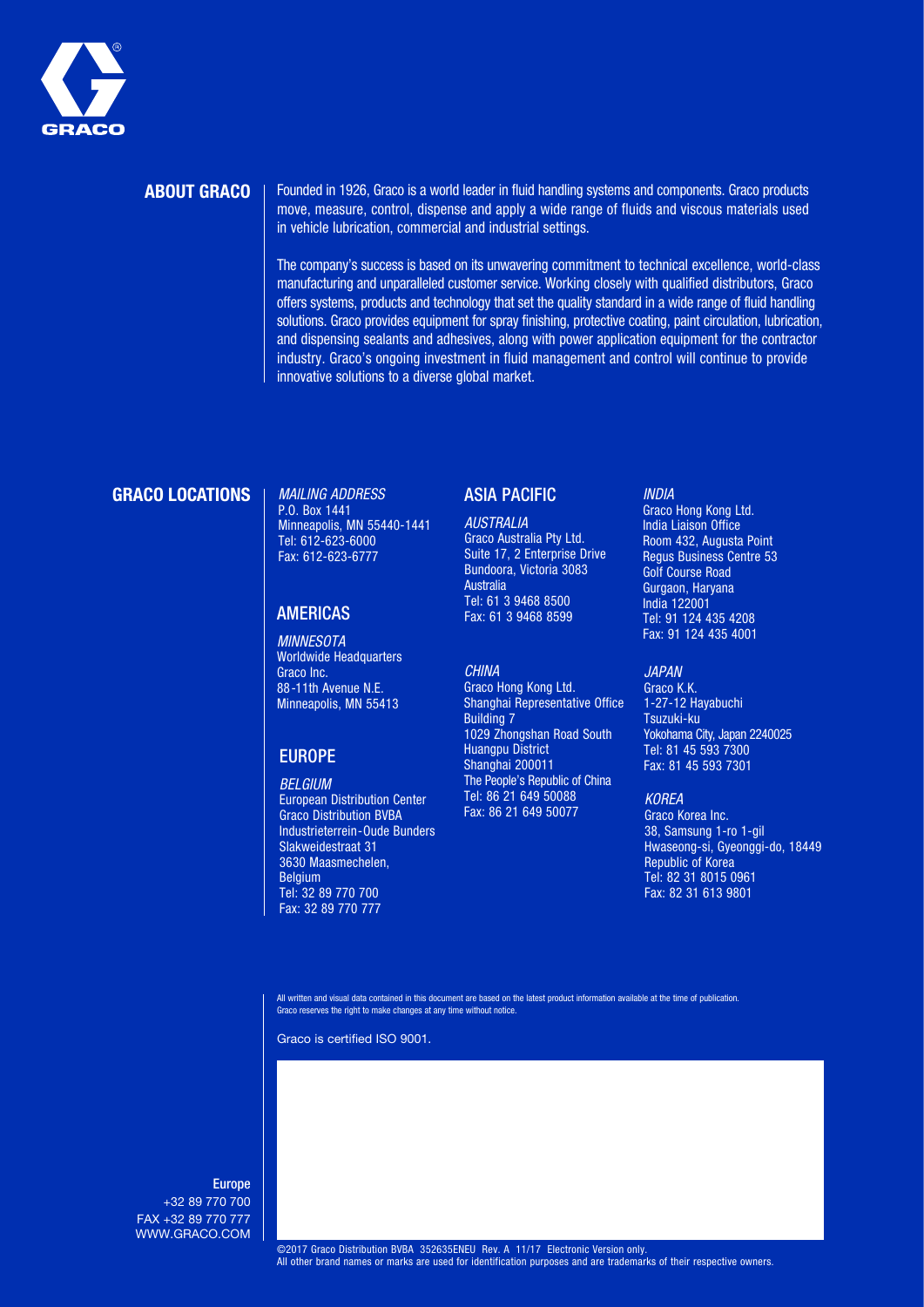## ABOUT GRACO

Founded in 1926, Graco is a world leader in fluid handling systems and components. Graco products move, measure, control, dispense and apply a wide range of fluids and viscous materials used in vehicle lubrication, commercial and industrial settings.

The company's success is based on its unwavering commitment to technical excellence, world-class manufacturing and unparalleled customer service. Working closely with qualified distributors, Graco offers systems, products and technology that set the quality standard in a wide range of fluid handling solutions. Graco provides equipment for spray finishing, protective coating, paint circulation, lubrication, and dispensing sealants and adhesives, along with power application equipment for the contractor industry. Graco's ongoing investment in fluid management and control will continue to provide innovative solutions to a diverse global market.

## GRACO LOCATIONS

*MAILING ADDRESS*
P.O. Box 1441
Minneapolis, MN 55440-1441
Tel: 612-623-6000
Fax: 612-623-6777

### AMERICAS

*MINNESOTA*
Worldwide Headquarters
Graco Inc.
88-11th Avenue N.E.
Minneapolis, MN 55413

### EUROPE

*BELGIUM*
European Distribution Center
Graco Distribution BVBA
Industrieterrein-Oude Bunders
Slakweidestraat 31
3630 Maasmechelen,
Belgium
Tel: 32 89 770 700
Fax: 32 89 770 777

### ASIA PACIFIC

*AUSTRALIA*
Graco Australia Pty Ltd.
Suite 17, 2 Enterprise Drive
Bundoora, Victoria 3083
Australia
Tel: 61 3 9468 8500
Fax: 61 3 9468 8599

*CHINA*
Graco Hong Kong Ltd.
Shanghai Representative Office
Building 7
1029 Zhongshan Road South
Huangpu District
Shanghai 200011
The People's Republic of China
Tel: 86 21 649 50088
Fax: 86 21 649 50077

*INDIA*
Graco Hong Kong Ltd.
India Liaison Office
Room 432, Augusta Point
Regus Business Centre 53
Golf Course Road
Gurgaon, Haryana
India 122001
Tel: 91 124 435 4208
Fax: 91 124 435 4001

*JAPAN*
Graco K.K.
1-27-12 Hayabuchi
Tsuzuki-ku
Yokohama City, Japan 2240025
Tel: 81 45 593 7300
Fax: 81 45 593 7301

*KOREA*
Graco Korea Inc.
38, Samsung 1-ro 1-gil
Hwaseong-si, Gyeonggi-do, 18449
Republic of Korea
Tel: 82 31 8015 0961
Fax: 82 31 613 9801

All written and visual data contained in this document are based on the latest product information available at the time of publication. Graco reserves the right to make changes at any time without notice.

Graco is certified ISO 9001.

**Europe**
+32 89 770 700
FAX +32 89 770 777
WWW.GRACO.COM

©2017 Graco Distribution BVBA 352635ENEU Rev. A 11/17 Electronic Version only.
All other brand names or marks are used for identification purposes and are trademarks of their respective owners.